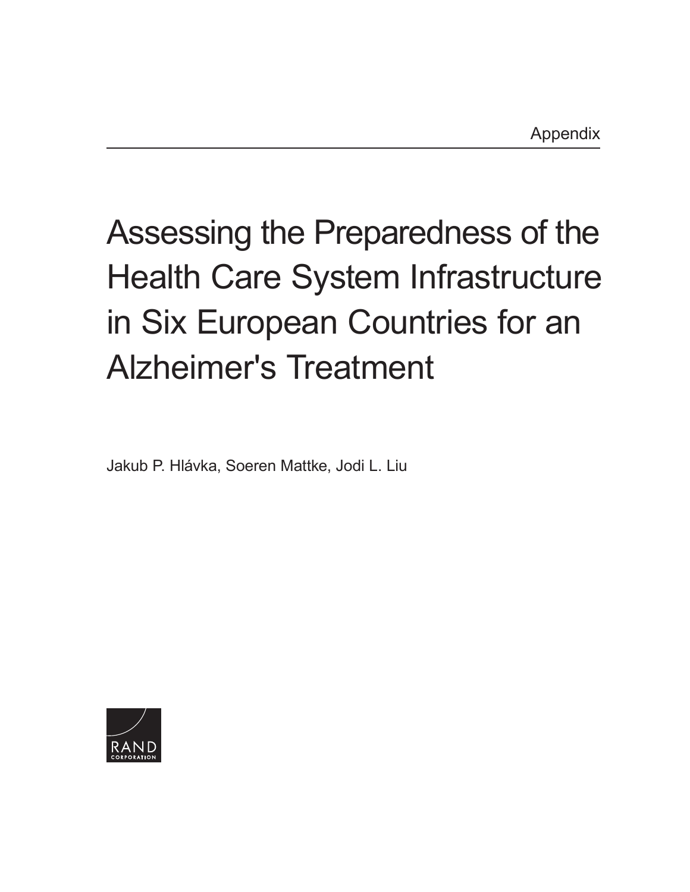Appendix

# Assessing the Preparedness of the Health Care System Infrastructure in Six European Countries for an Alzheimer's Treatment

Jakub P. Hlávka, Soeren Mattke, Jodi L. Liu

RAND CORPORATION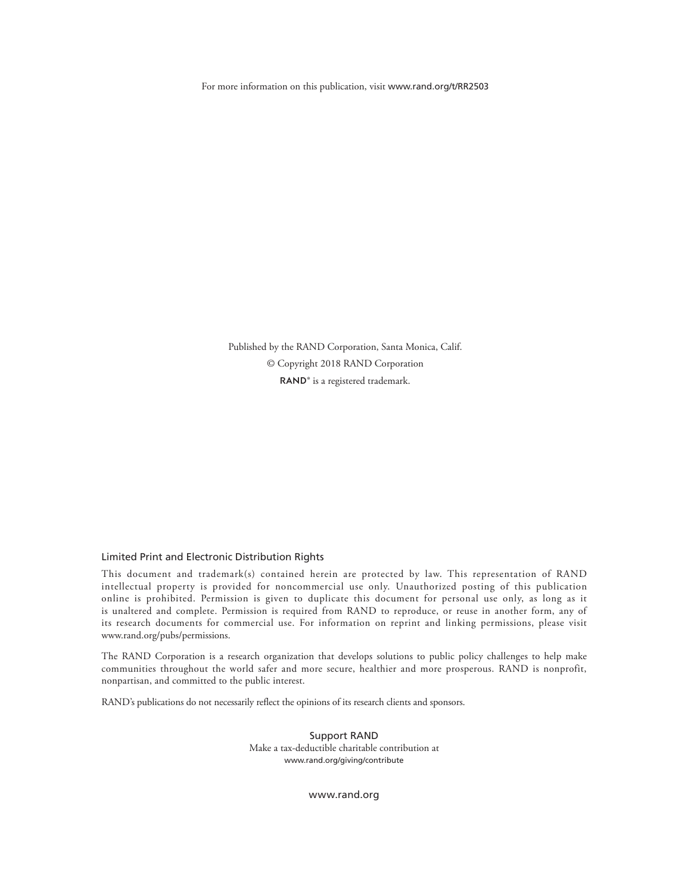For more information on this publication, visit www.rand.org/t/RR2503

Published by the RAND Corporation, Santa Monica, Calif.

© Copyright 2018 RAND Corporation

RAND® is a registered trademark.

### Limited Print and Electronic Distribution Rights

This document and trademark(s) contained herein are protected by law. This representation of RAND intellectual property is provided for noncommercial use only. Unauthorized posting of this publication online is prohibited. Permission is given to duplicate this document for personal use only, as long as it is unaltered and complete. Permission is required from RAND to reproduce, or reuse in another form, any of its research documents for commercial use. For information on reprint and linking permissions, please visit www.rand.org/pubs/permissions.

The RAND Corporation is a research organization that develops solutions to public policy challenges to help make communities throughout the world safer and more secure, healthier and more prosperous. RAND is nonprofit, nonpartisan, and committed to the public interest.

RAND's publications do not necessarily reflect the opinions of its research clients and sponsors.

Support RAND

Make a tax-deductible charitable contribution at

www.rand.org/giving/contribute

www.rand.org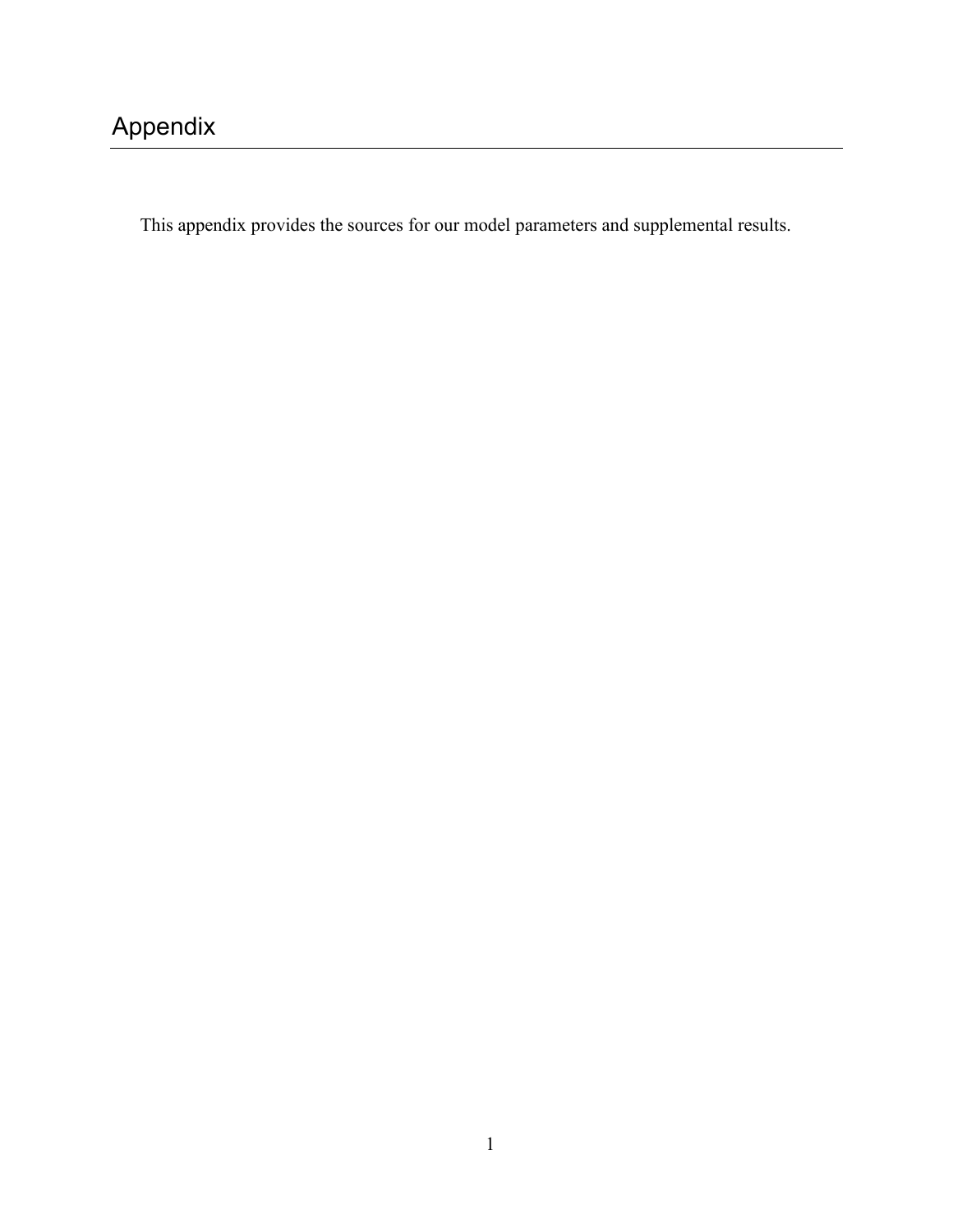# Appendix

This appendix provides the sources for our model parameters and supplemental results.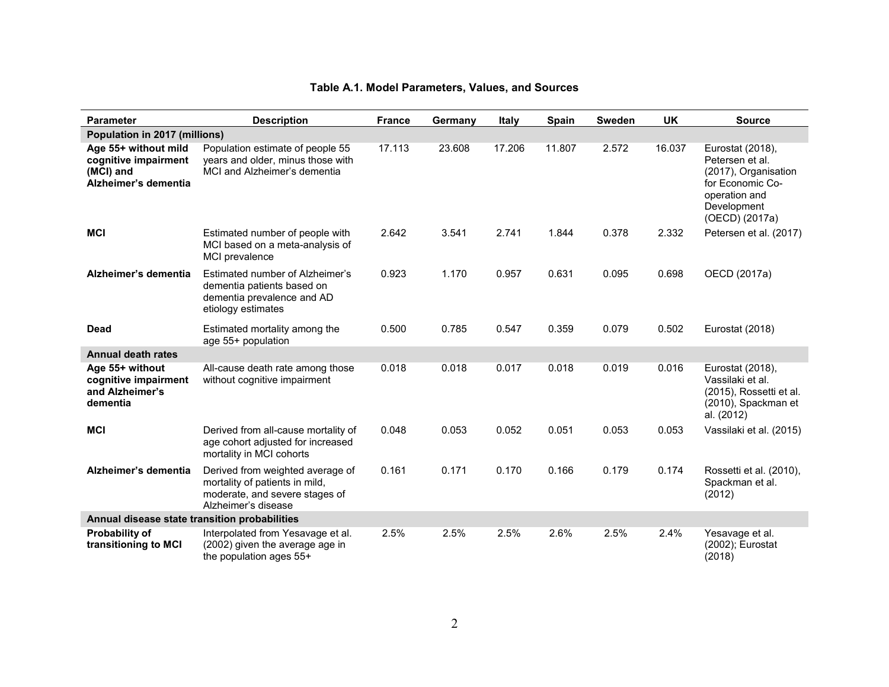**Table A.1. Model Parameters, Values, and Sources**

| Parameter | Description | France | Germany | Italy | Spain | Sweden | UK | Source |
|---|---|---|---|---|---|---|---|---|
| **Population in 2017 (millions)** | | | | | | | | |
| **Age 55+ without mild cognitive impairment (MCI) and Alzheimer's dementia** | Population estimate of people 55 years and older, minus those with MCI and Alzheimer's dementia | 17.113 | 23.608 | 17.206 | 11.807 | 2.572 | 16.037 | Eurostat (2018), Petersen et al. (2017), Organisation for Economic Co-operation and Development (OECD) (2017a) |
| **MCI** | Estimated number of people with MCI based on a meta-analysis of MCI prevalence | 2.642 | 3.541 | 2.741 | 1.844 | 0.378 | 2.332 | Petersen et al. (2017) |
| **Alzheimer's dementia** | Estimated number of Alzheimer's dementia patients based on dementia prevalence and AD etiology estimates | 0.923 | 1.170 | 0.957 | 0.631 | 0.095 | 0.698 | OECD (2017a) |
| **Dead** | Estimated mortality among the age 55+ population | 0.500 | 0.785 | 0.547 | 0.359 | 0.079 | 0.502 | Eurostat (2018) |
| **Annual death rates** | | | | | | | | |
| **Age 55+ without cognitive impairment and Alzheimer's dementia** | All-cause death rate among those without cognitive impairment | 0.018 | 0.018 | 0.017 | 0.018 | 0.019 | 0.016 | Eurostat (2018), Vassilaki et al. (2015), Rossetti et al. (2010), Spackman et al. (2012) |
| **MCI** | Derived from all-cause mortality of age cohort adjusted for increased mortality in MCI cohorts | 0.048 | 0.053 | 0.052 | 0.051 | 0.053 | 0.053 | Vassilaki et al. (2015) |
| **Alzheimer's dementia** | Derived from weighted average of mortality of patients in mild, moderate, and severe stages of Alzheimer's disease | 0.161 | 0.171 | 0.170 | 0.166 | 0.179 | 0.174 | Rossetti et al. (2010), Spackman et al. (2012) |
| **Annual disease state transition probabilities** | | | | | | | | |
| **Probability of transitioning to MCI** | Interpolated from Yesavage et al. (2002) given the average age in the population ages 55+ | 2.5% | 2.5% | 2.5% | 2.6% | 2.5% | 2.4% | Yesavage et al. (2002); Eurostat (2018) |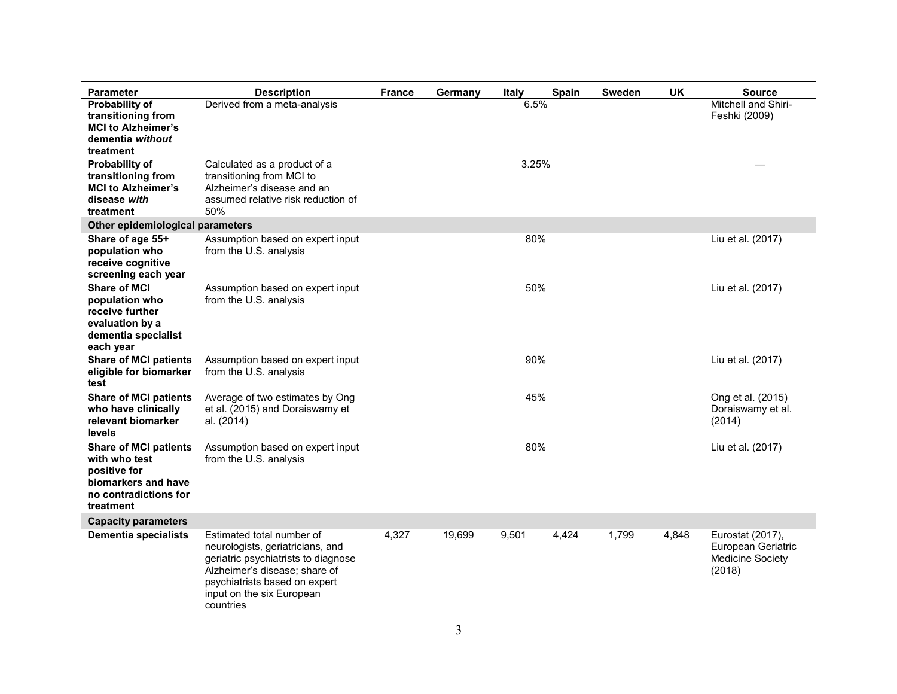| Parameter | Description | France | Germany | Italy | Spain | Sweden | UK | Source |
|---|---|---|---|---|---|---|---|---|
| **Probability of transitioning from MCI to Alzheimer's dementia *without* treatment** | Derived from a meta-analysis | | | 6.5% | | | | Mitchell and Shiri-Feshki (2009) |
| **Probability of transitioning from MCI to Alzheimer's disease *with* treatment** | Calculated as a product of a transitioning from MCI to Alzheimer's disease and an assumed relative risk reduction of 50% | | | 3.25% | | | | — |
| **Other epidemiological parameters** | | | | | | | | |
| **Share of age 55+ population who receive cognitive screening each year** | Assumption based on expert input from the U.S. analysis | | | 80% | | | | Liu et al. (2017) |
| **Share of MCI population who receive further evaluation by a dementia specialist each year** | Assumption based on expert input from the U.S. analysis | | | 50% | | | | Liu et al. (2017) |
| **Share of MCI patients eligible for biomarker test** | Assumption based on expert input from the U.S. analysis | | | 90% | | | | Liu et al. (2017) |
| **Share of MCI patients who have clinically relevant biomarker levels** | Average of two estimates by Ong et al. (2015) and Doraiswamy et al. (2014) | | | 45% | | | | Ong et al. (2015) Doraiswamy et al. (2014) |
| **Share of MCI patients with who test positive for biomarkers and have no contradictions for treatment** | Assumption based on expert input from the U.S. analysis | | | 80% | | | | Liu et al. (2017) |
| **Capacity parameters** | | | | | | | | |
| **Dementia specialists** | Estimated total number of neurologists, geriatricians, and geriatric psychiatrists to diagnose Alzheimer's disease; share of psychiatrists based on expert input on the six European countries | 4,327 | 19,699 | 9,501 | 4,424 | 1,799 | 4,848 | Eurostat (2017), European Geriatric Medicine Society (2018) |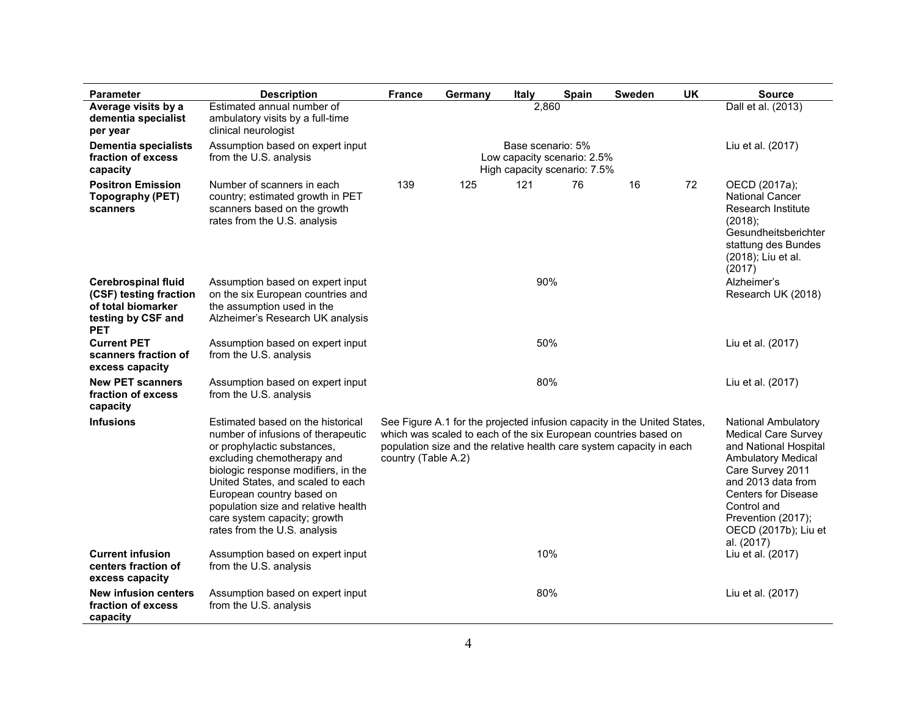| Parameter | Description | France | Germany | Italy | Spain | Sweden | UK | Source |
|---|---|---|---|---|---|---|---|---|
| **Average visits by a dementia specialist per year** | Estimated annual number of ambulatory visits by a full-time clinical neurologist | 2,860 | | | | | | Dall et al. (2013) |
| **Dementia specialists fraction of excess capacity** | Assumption based on expert input from the U.S. analysis | Base scenario: 5%<br>Low capacity scenario: 2.5%<br>High capacity scenario: 7.5% | | | | | | Liu et al. (2017) |
| **Positron Emission Topography (PET) scanners** | Number of scanners in each country; estimated growth in PET scanners based on the growth rates from the U.S. analysis | 139 | 125 | 121 | 76 | 16 | 72 | OECD (2017a); National Cancer Research Institute (2018); Gesundheitsberichterstattung des Bundes (2018); Liu et al. (2017) |
| **Cerebrospinal fluid (CSF) testing fraction of total biomarker testing by CSF and PET** | Assumption based on expert input on the six European countries and the assumption used in the Alzheimer's Research UK analysis | 90% | | | | | | Alzheimer's Research UK (2018) |
| **Current PET scanners fraction of excess capacity** | Assumption based on expert input from the U.S. analysis | 50% | | | | | | Liu et al. (2017) |
| **New PET scanners fraction of excess capacity** | Assumption based on expert input from the U.S. analysis | 80% | | | | | | Liu et al. (2017) |
| **Infusions** | Estimated based on the historical number of infusions of therapeutic or prophylactic substances, excluding chemotherapy and biologic response modifiers, in the United States, and scaled to each European country based on population size and relative health care system capacity; growth rates from the U.S. analysis | See Figure A.1 for the projected infusion capacity in the United States, which was scaled to each of the six European countries based on population size and the relative health care system capacity in each country (Table A.2) | | | | | | National Ambulatory Medical Care Survey and National Hospital Ambulatory Medical Care Survey 2011 and 2013 data from Centers for Disease Control and Prevention (2017); OECD (2017b); Liu et al. (2017) |
| **Current infusion centers fraction of excess capacity** | Assumption based on expert input from the U.S. analysis | 10% | | | | | | Liu et al. (2017) |
| **New infusion centers fraction of excess capacity** | Assumption based on expert input from the U.S. analysis | 80% | | | | | | Liu et al. (2017) |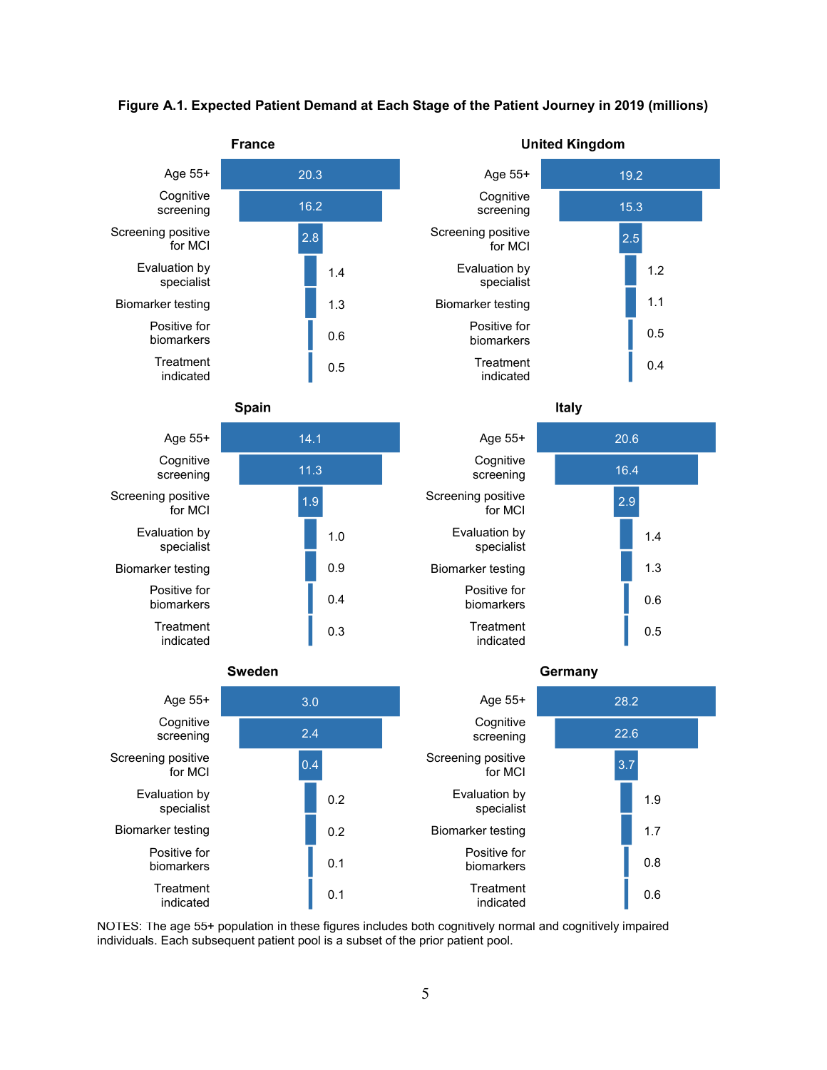**Figure A.1. Expected Patient Demand at Each Stage of the Patient Journey in 2019 (millions)**

**France**

| Stage | Millions |
|---|---|
| Age 55+ | 20.3 |
| Cognitive screening | 16.2 |
| Screening positive for MCI | 2.8 |
| Evaluation by specialist | 1.4 |
| Biomarker testing | 1.3 |
| Positive for biomarkers | 0.6 |
| Treatment indicated | 0.5 |

**United Kingdom**

| Stage | Millions |
|---|---|
| Age 55+ | 19.2 |
| Cognitive screening | 15.3 |
| Screening positive for MCI | 2.5 |
| Evaluation by specialist | 1.2 |
| Biomarker testing | 1.1 |
| Positive for biomarkers | 0.5 |
| Treatment indicated | 0.4 |

**Spain**

| Stage | Millions |
|---|---|
| Age 55+ | 14.1 |
| Cognitive screening | 11.3 |
| Screening positive for MCI | 1.9 |
| Evaluation by specialist | 1.0 |
| Biomarker testing | 0.9 |
| Positive for biomarkers | 0.4 |
| Treatment indicated | 0.3 |

**Italy**

| Stage | Millions |
|---|---|
| Age 55+ | 20.6 |
| Cognitive screening | 16.4 |
| Screening positive for MCI | 2.9 |
| Evaluation by specialist | 1.4 |
| Biomarker testing | 1.3 |
| Positive for biomarkers | 0.6 |
| Treatment indicated | 0.5 |

**Sweden**

| Stage | Millions |
|---|---|
| Age 55+ | 3.0 |
| Cognitive screening | 2.4 |
| Screening positive for MCI | 0.4 |
| Evaluation by specialist | 0.2 |
| Biomarker testing | 0.2 |
| Positive for biomarkers | 0.1 |
| Treatment indicated | 0.1 |

**Germany**

| Stage | Millions |
|---|---|
| Age 55+ | 28.2 |
| Cognitive screening | 22.6 |
| Screening positive for MCI | 3.7 |
| Evaluation by specialist | 1.9 |
| Biomarker testing | 1.7 |
| Positive for biomarkers | 0.8 |
| Treatment indicated | 0.6 |

NOTES: The age 55+ population in these figures includes both cognitively normal and cognitively impaired individuals. Each subsequent patient pool is a subset of the prior patient pool.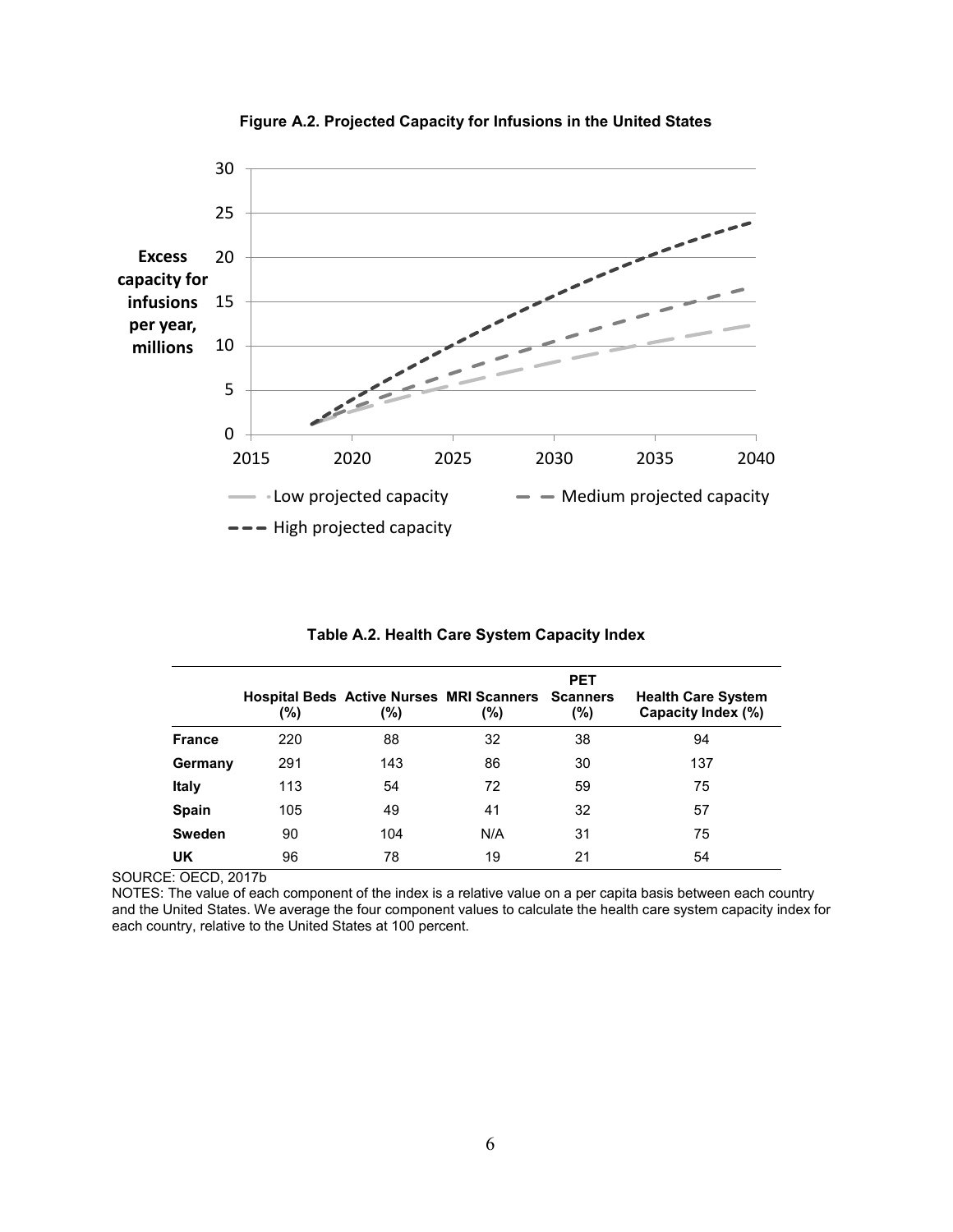**Figure A.2. Projected Capacity for Infusions in the United States**

Excess capacity for infusions per year, millions

Low projected capacity
Medium projected capacity
High projected capacity

**Table A.2. Health Care System Capacity Index**

| | Hospital Beds (%) | Active Nurses (%) | MRI Scanners (%) | PET Scanners (%) | Health Care System Capacity Index (%) |
|---|---|---|---|---|---|
| **France** | 220 | 88 | 32 | 38 | 94 |
| **Germany** | 291 | 143 | 86 | 30 | 137 |
| **Italy** | 113 | 54 | 72 | 59 | 75 |
| **Spain** | 105 | 49 | 41 | 32 | 57 |
| **Sweden** | 90 | 104 | N/A | 31 | 75 |
| **UK** | 96 | 78 | 19 | 21 | 54 |

SOURCE: OECD, 2017b

NOTES: The value of each component of the index is a relative value on a per capita basis between each country and the United States. We average the four component values to calculate the health care system capacity index for each country, relative to the United States at 100 percent.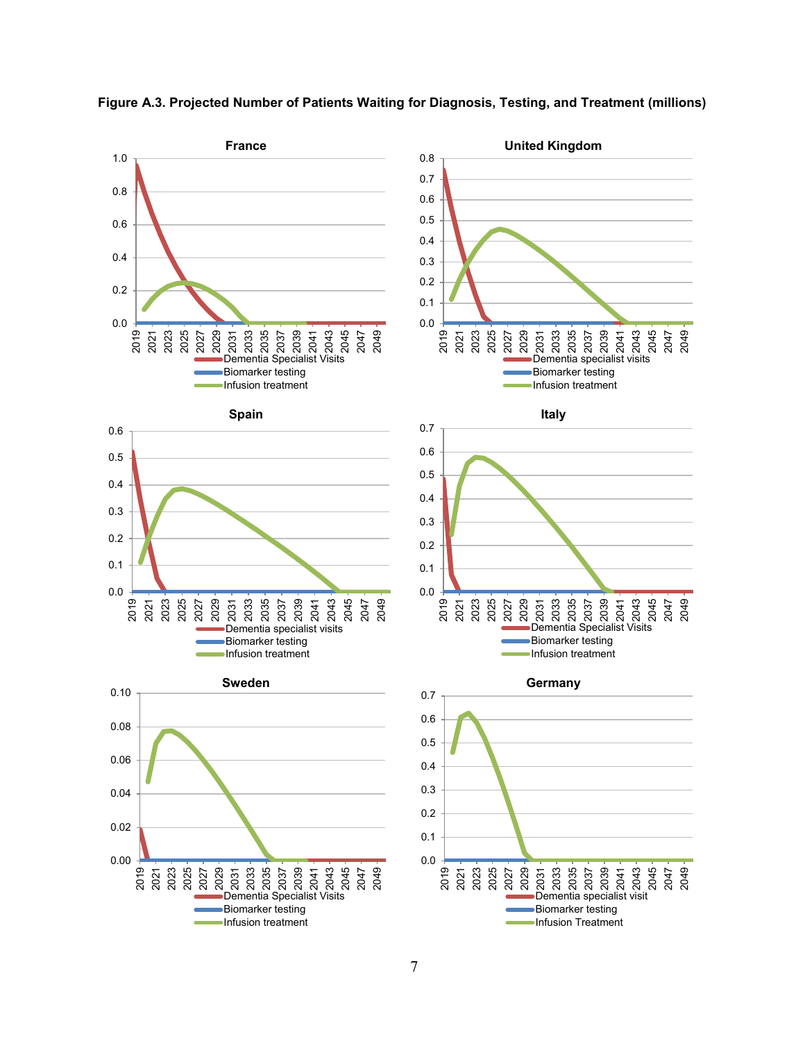**Figure A.3. Projected Number of Patients Waiting for Diagnosis, Testing, and Treatment (millions)**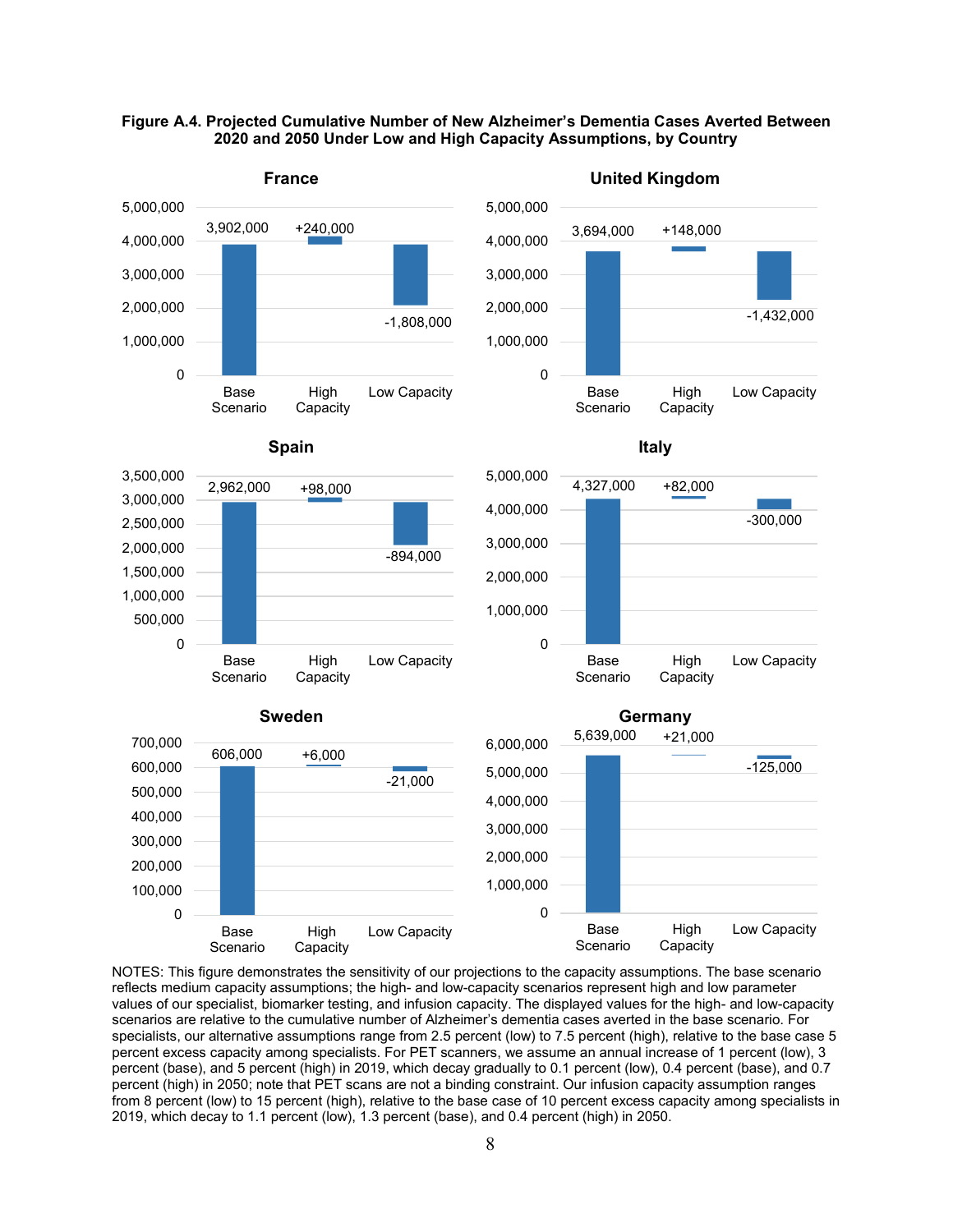**Figure A.4. Projected Cumulative Number of New Alzheimer's Dementia Cases Averted Between 2020 and 2050 Under Low and High Capacity Assumptions, by Country**

| Country | Base Scenario | High Capacity | Low Capacity |
|---|---|---|---|
| France | 3,902,000 | +240,000 | -1,808,000 |
| United Kingdom | 3,694,000 | +148,000 | -1,432,000 |
| Spain | 2,962,000 | +98,000 | -894,000 |
| Italy | 4,327,000 | +82,000 | -300,000 |
| Sweden | 606,000 | +6,000 | -21,000 |
| Germany | 5,639,000 | +21,000 | -125,000 |

NOTES: This figure demonstrates the sensitivity of our projections to the capacity assumptions. The base scenario reflects medium capacity assumptions; the high- and low-capacity scenarios represent high and low parameter values of our specialist, biomarker testing, and infusion capacity. The displayed values for the high- and low-capacity scenarios are relative to the cumulative number of Alzheimer's dementia cases averted in the base scenario. For specialists, our alternative assumptions range from 2.5 percent (low) to 7.5 percent (high), relative to the base case 5 percent excess capacity among specialists. For PET scanners, we assume an annual increase of 1 percent (low), 3 percent (base), and 5 percent (high) in 2019, which decay gradually to 0.1 percent (low), 0.4 percent (base), and 0.7 percent (high) in 2050; note that PET scans are not a binding constraint. Our infusion capacity assumption ranges from 8 percent (low) to 15 percent (high), relative to the base case of 10 percent excess capacity among specialists in 2019, which decay to 1.1 percent (low), 1.3 percent (base), and 0.4 percent (high) in 2050.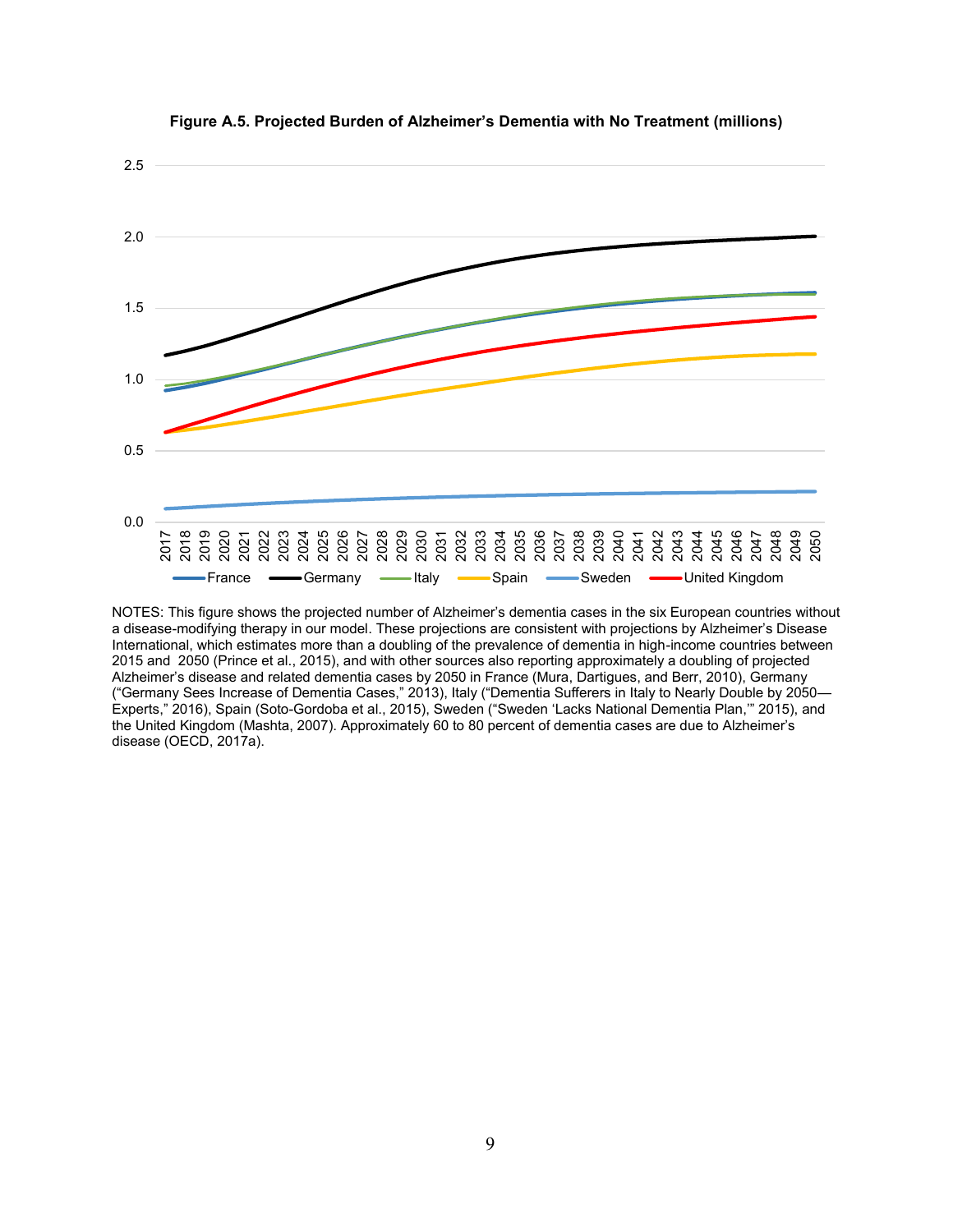**Figure A.5. Projected Burden of Alzheimer's Dementia with No Treatment (millions)**

NOTES: This figure shows the projected number of Alzheimer's dementia cases in the six European countries without a disease-modifying therapy in our model. These projections are consistent with projections by Alzheimer's Disease International, which estimates more than a doubling of the prevalence of dementia in high-income countries between 2015 and 2050 (Prince et al., 2015), and with other sources also reporting approximately a doubling of projected Alzheimer's disease and related dementia cases by 2050 in France (Mura, Dartigues, and Berr, 2010), Germany ("Germany Sees Increase of Dementia Cases," 2013), Italy ("Dementia Sufferers in Italy to Nearly Double by 2050—Experts," 2016), Spain (Soto-Gordoba et al., 2015), Sweden ("Sweden 'Lacks National Dementia Plan,'" 2015), and the United Kingdom (Mashta, 2007). Approximately 60 to 80 percent of dementia cases are due to Alzheimer's disease (OECD, 2017a).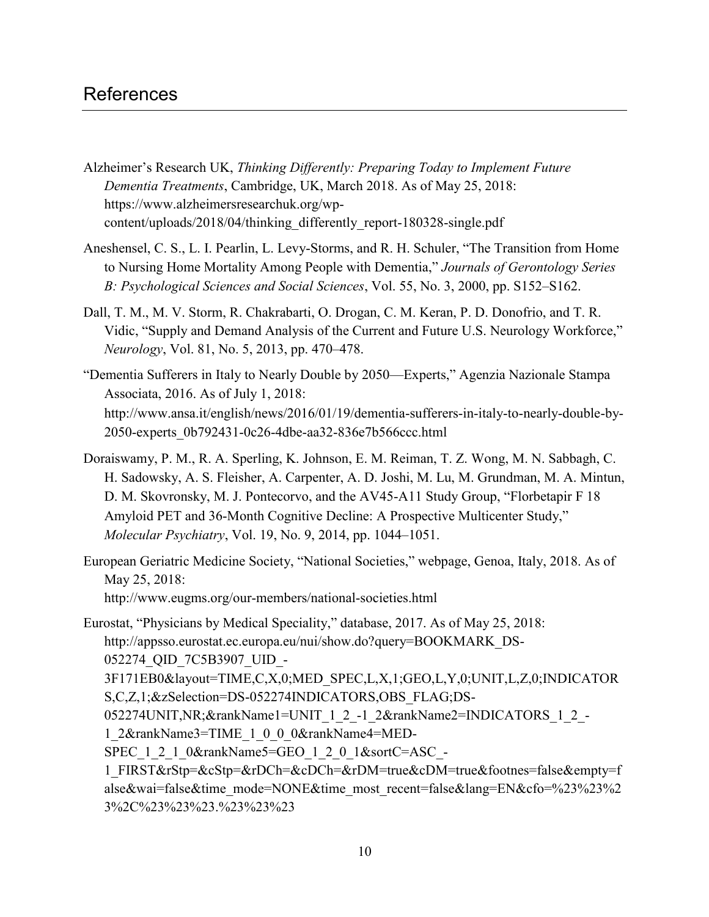# References

Alzheimer's Research UK, *Thinking Differently: Preparing Today to Implement Future Dementia Treatments*, Cambridge, UK, March 2018. As of May 25, 2018: https://www.alzheimersresearchuk.org/wp-content/uploads/2018/04/thinking_differently_report-180328-single.pdf

Aneshensel, C. S., L. I. Pearlin, L. Levy-Storms, and R. H. Schuler, "The Transition from Home to Nursing Home Mortality Among People with Dementia," *Journals of Gerontology Series B: Psychological Sciences and Social Sciences*, Vol. 55, No. 3, 2000, pp. S152–S162.

Dall, T. M., M. V. Storm, R. Chakrabarti, O. Drogan, C. M. Keran, P. D. Donofrio, and T. R. Vidic, "Supply and Demand Analysis of the Current and Future U.S. Neurology Workforce," *Neurology*, Vol. 81, No. 5, 2013, pp. 470–478.

"Dementia Sufferers in Italy to Nearly Double by 2050—Experts," Agenzia Nazionale Stampa Associata, 2016. As of July 1, 2018: http://www.ansa.it/english/news/2016/01/19/dementia-sufferers-in-italy-to-nearly-double-by-2050-experts_0b792431-0c26-4dbe-aa32-836e7b566ccc.html

Doraiswamy, P. M., R. A. Sperling, K. Johnson, E. M. Reiman, T. Z. Wong, M. N. Sabbagh, C. H. Sadowsky, A. S. Fleisher, A. Carpenter, A. D. Joshi, M. Lu, M. Grundman, M. A. Mintun, D. M. Skovronsky, M. J. Pontecorvo, and the AV45-A11 Study Group, "Florbetapir F 18 Amyloid PET and 36-Month Cognitive Decline: A Prospective Multicenter Study," *Molecular Psychiatry*, Vol. 19, No. 9, 2014, pp. 1044–1051.

European Geriatric Medicine Society, "National Societies," webpage, Genoa, Italy, 2018. As of May 25, 2018: http://www.eugms.org/our-members/national-societies.html

Eurostat, "Physicians by Medical Speciality," database, 2017. As of May 25, 2018: http://appsso.eurostat.ec.europa.eu/nui/show.do?query=BOOKMARK_DS-052274_QID_7C5B3907_UID_-3F171EB0&layout=TIME,C,X,0;MED_SPEC,L,X,1;GEO,L,Y,0;UNIT,L,Z,0;INDICATORS,C,Z,1;&zSelection=DS-052274INDICATORS,OBS_FLAG;DS-052274UNIT,NR;&rankName1=UNIT_1_2_-1_2&rankName2=INDICATORS_1_2_-1_2&rankName3=TIME_1_0_0_0&rankName4=MED-SPEC_1_2_1_0&rankName5=GEO_1_2_0_1&sortC=ASC_-1_FIRST&rStp=&cStp=&rDCh=&cDCh=&rDM=true&cDM=true&footnes=false&empty=false&wai=false&time_mode=NONE&time_most_recent=false&lang=EN&cfo=%23%23%23%2C%23%23%23.%23%23%23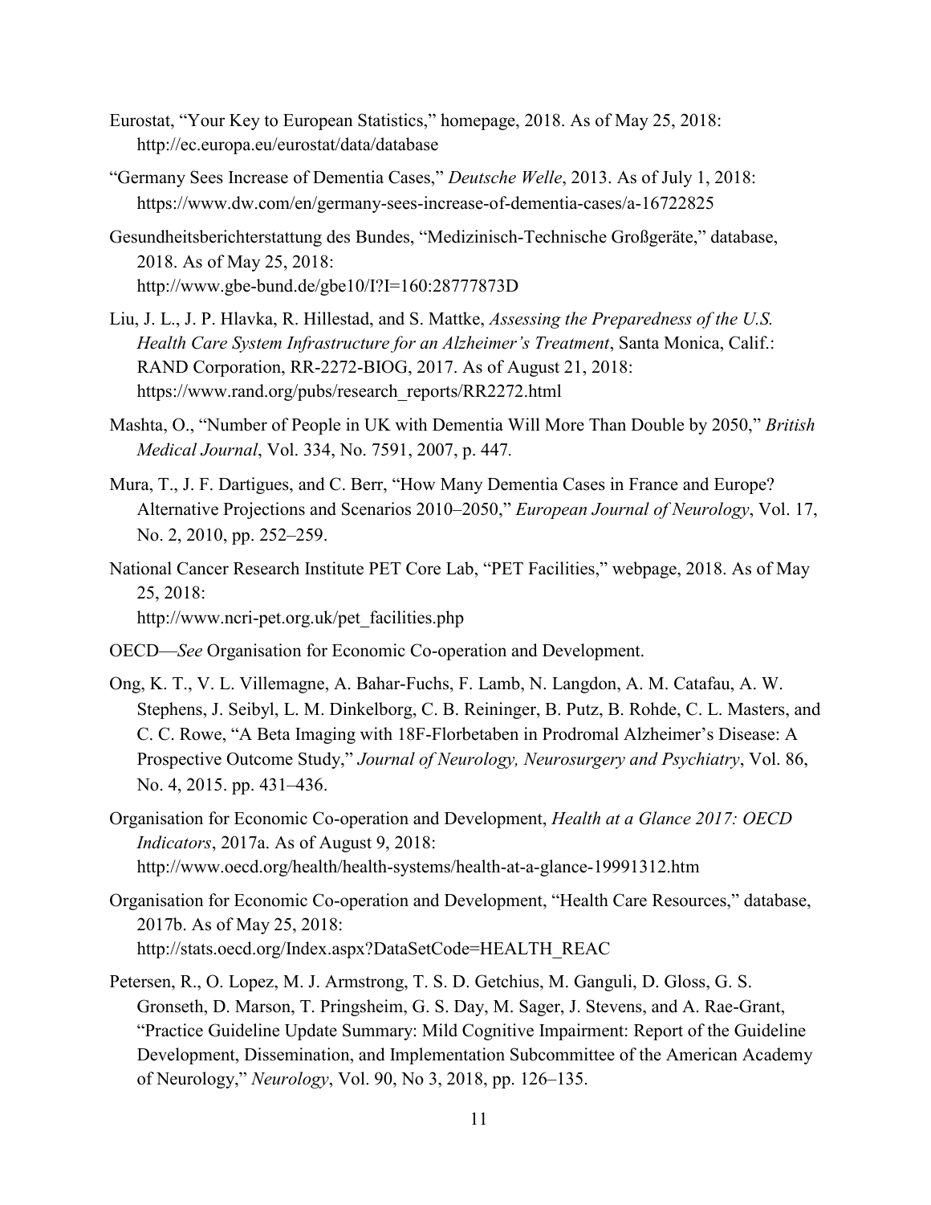Eurostat, "Your Key to European Statistics," homepage, 2018. As of May 25, 2018: http://ec.europa.eu/eurostat/data/database

"Germany Sees Increase of Dementia Cases," *Deutsche Welle*, 2013. As of July 1, 2018: https://www.dw.com/en/germany-sees-increase-of-dementia-cases/a-16722825

Gesundheitsberichterstattung des Bundes, "Medizinisch-Technische Großgeräte," database, 2018. As of May 25, 2018: http://www.gbe-bund.de/gbe10/I?I=160:28777873D

Liu, J. L., J. P. Hlavka, R. Hillestad, and S. Mattke, *Assessing the Preparedness of the U.S. Health Care System Infrastructure for an Alzheimer's Treatment*, Santa Monica, Calif.: RAND Corporation, RR-2272-BIOG, 2017. As of August 21, 2018: https://www.rand.org/pubs/research_reports/RR2272.html

Mashta, O., "Number of People in UK with Dementia Will More Than Double by 2050," *British Medical Journal*, Vol. 334, No. 7591, 2007, p. 447*.*

Mura, T., J. F. Dartigues, and C. Berr, "How Many Dementia Cases in France and Europe? Alternative Projections and Scenarios 2010–2050," *European Journal of Neurology*, Vol. 17, No. 2, 2010, pp. 252–259.

National Cancer Research Institute PET Core Lab, "PET Facilities," webpage, 2018. As of May 25, 2018: http://www.ncri-pet.org.uk/pet_facilities.php

OECD—*See* Organisation for Economic Co-operation and Development.

Ong, K. T., V. L. Villemagne, A. Bahar-Fuchs, F. Lamb, N. Langdon, A. M. Catafau, A. W. Stephens, J. Seibyl, L. M. Dinkelborg, C. B. Reininger, B. Putz, B. Rohde, C. L. Masters, and C. C. Rowe, "A Beta Imaging with 18F-Florbetaben in Prodromal Alzheimer's Disease: A Prospective Outcome Study," *Journal of Neurology, Neurosurgery and Psychiatry*, Vol. 86, No. 4, 2015. pp. 431–436.

Organisation for Economic Co-operation and Development, *Health at a Glance 2017: OECD Indicators*, 2017a. As of August 9, 2018: http://www.oecd.org/health/health-systems/health-at-a-glance-19991312.htm

Organisation for Economic Co-operation and Development, "Health Care Resources," database, 2017b. As of May 25, 2018: http://stats.oecd.org/Index.aspx?DataSetCode=HEALTH_REAC

Petersen, R., O. Lopez, M. J. Armstrong, T. S. D. Getchius, M. Ganguli, D. Gloss, G. S. Gronseth, D. Marson, T. Pringsheim, G. S. Day, M. Sager, J. Stevens, and A. Rae-Grant, "Practice Guideline Update Summary: Mild Cognitive Impairment: Report of the Guideline Development, Dissemination, and Implementation Subcommittee of the American Academy of Neurology," *Neurology*, Vol. 90, No 3, 2018, pp. 126–135.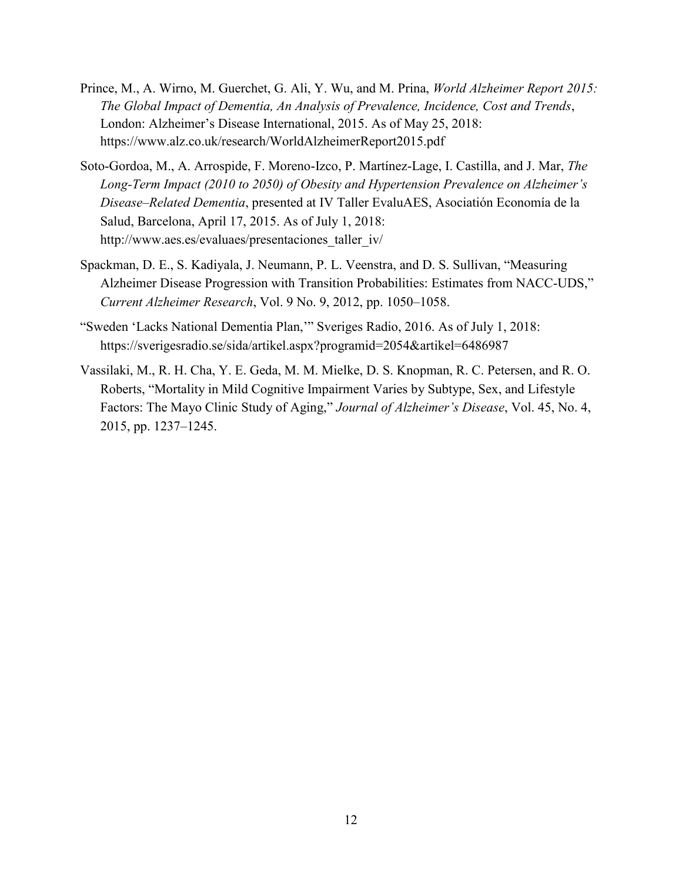Prince, M., A. Wirno, M. Guerchet, G. Ali, Y. Wu, and M. Prina, *World Alzheimer Report 2015: The Global Impact of Dementia, An Analysis of Prevalence, Incidence, Cost and Trends*, London: Alzheimer's Disease International, 2015. As of May 25, 2018: https://www.alz.co.uk/research/WorldAlzheimerReport2015.pdf

Soto-Gordoa, M., A. Arrospide, F. Moreno-Izco, P. Martínez-Lage, I. Castilla, and J. Mar, *The Long-Term Impact (2010 to 2050) of Obesity and Hypertension Prevalence on Alzheimer's Disease–Related Dementia*, presented at IV Taller EvaluAES, Asociatión Economía de la Salud, Barcelona, April 17, 2015. As of July 1, 2018: http://www.aes.es/evaluaes/presentaciones_taller_iv/

Spackman, D. E., S. Kadiyala, J. Neumann, P. L. Veenstra, and D. S. Sullivan, "Measuring Alzheimer Disease Progression with Transition Probabilities: Estimates from NACC-UDS," *Current Alzheimer Research*, Vol. 9 No. 9, 2012, pp. 1050–1058.

"Sweden 'Lacks National Dementia Plan,'" Sveriges Radio, 2016. As of July 1, 2018: https://sverigesradio.se/sida/artikel.aspx?programid=2054&artikel=6486987

Vassilaki, M., R. H. Cha, Y. E. Geda, M. M. Mielke, D. S. Knopman, R. C. Petersen, and R. O. Roberts, "Mortality in Mild Cognitive Impairment Varies by Subtype, Sex, and Lifestyle Factors: The Mayo Clinic Study of Aging," *Journal of Alzheimer's Disease*, Vol. 45, No. 4, 2015, pp. 1237–1245.